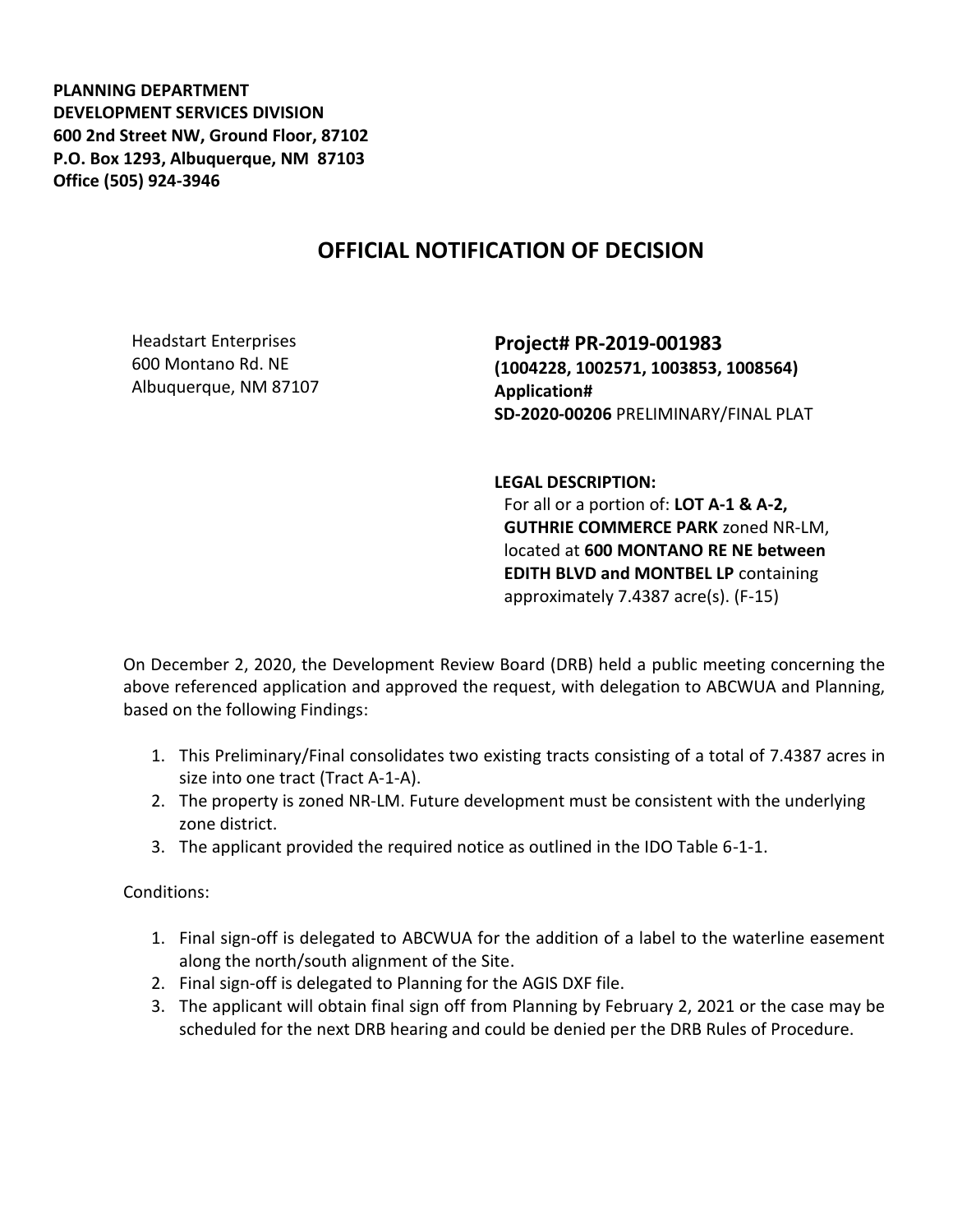**PLANNING DEPARTMENT**
**DEVELOPMENT SERVICES DIVISION**
**600 2nd Street NW, Ground Floor, 87102**
**P.O. Box 1293, Albuquerque, NM 87103**
**Office (505) 924-3946**

# OFFICIAL NOTIFICATION OF DECISION

Headstart Enterprises
600 Montano Rd. NE
Albuquerque, NM 87107

**Project# PR-2019-001983**
**(1004228, 1002571, 1003853, 1008564)**
**Application#**
**SD-2020-00206** PRELIMINARY/FINAL PLAT

**LEGAL DESCRIPTION:**
For all or a portion of: **LOT A-1 & A-2, GUTHRIE COMMERCE PARK** zoned NR-LM, located at **600 MONTANO RE NE between EDITH BLVD and MONTBEL LP** containing approximately 7.4387 acre(s). (F-15)

On December 2, 2020, the Development Review Board (DRB) held a public meeting concerning the above referenced application and approved the request, with delegation to ABCWUA and Planning, based on the following Findings:

1. This Preliminary/Final consolidates two existing tracts consisting of a total of 7.4387 acres in size into one tract (Tract A-1-A).
2. The property is zoned NR-LM. Future development must be consistent with the underlying zone district.
3. The applicant provided the required notice as outlined in the IDO Table 6-1-1.

Conditions:

1. Final sign-off is delegated to ABCWUA for the addition of a label to the waterline easement along the north/south alignment of the Site.
2. Final sign-off is delegated to Planning for the AGIS DXF file.
3. The applicant will obtain final sign off from Planning by February 2, 2021 or the case may be scheduled for the next DRB hearing and could be denied per the DRB Rules of Procedure.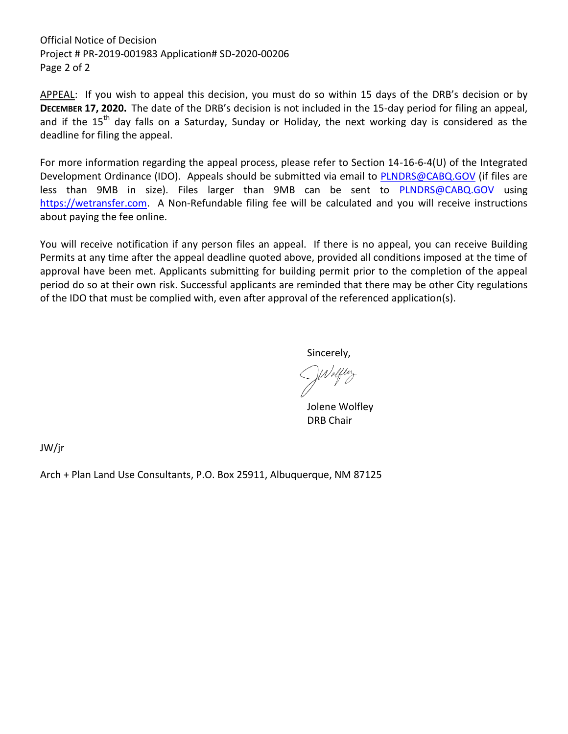APPEAL: If you wish to appeal this decision, you must do so within 15 days of the DRB's decision or by **DECEMBER 17, 2020.** The date of the DRB's decision is not included in the 15-day period for filing an appeal, and if the 15th day falls on a Saturday, Sunday or Holiday, the next working day is considered as the deadline for filing the appeal.

For more information regarding the appeal process, please refer to Section 14-16-6-4(U) of the Integrated Development Ordinance (IDO). Appeals should be submitted via email to PLNDRS@CABQ.GOV (if files are less than 9MB in size). Files larger than 9MB can be sent to PLNDRS@CABQ.GOV using https://wetransfer.com. A Non-Refundable filing fee will be calculated and you will receive instructions about paying the fee online.

You will receive notification if any person files an appeal. If there is no appeal, you can receive Building Permits at any time after the appeal deadline quoted above, provided all conditions imposed at the time of approval have been met. Applicants submitting for building permit prior to the completion of the appeal period do so at their own risk. Successful applicants are reminded that there may be other City regulations of the IDO that must be complied with, even after approval of the referenced application(s).

Sincerely,

Jolene Wolfley
DRB Chair

JW/jr

Arch + Plan Land Use Consultants, P.O. Box 25911, Albuquerque, NM 87125